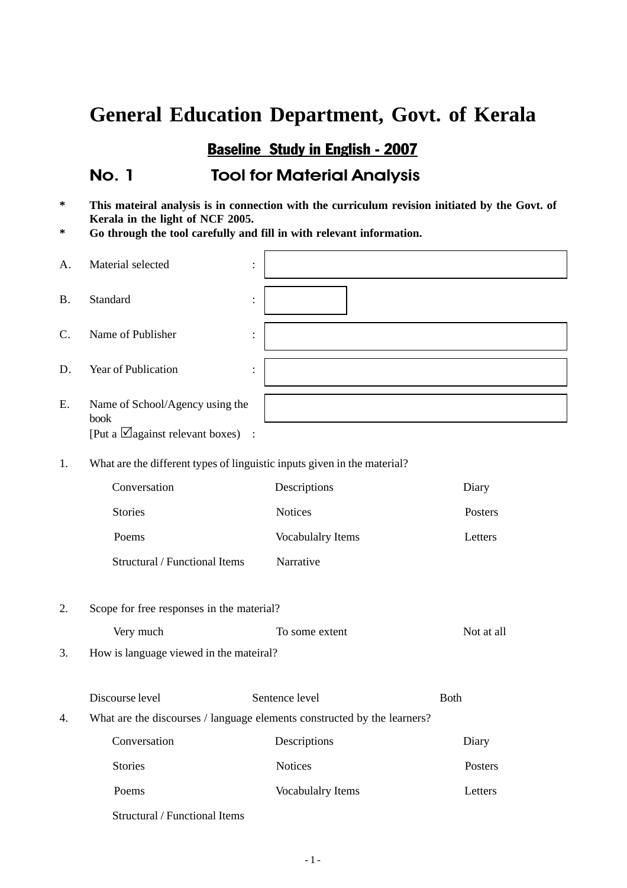# General Education Department, Govt. of Kerala

## Baseline Study in English - 2007

## No. 1 Tool for Material Analysis

* **This mateiral analysis is in connection with the curriculum revision initiated by the Govt. of Kerala in the light of NCF 2005.**
* **Go through the tool carefully and fill in with relevant information.**

A. Material selected :

B. Standard :

C. Name of Publisher :

D. Year of Publication :

E. Name of School/Agency using the book

[Put a ☑against relevant boxes) :

1. What are the different types of linguistic inputs given in the material?

| | | |
|---|---|---|
| Conversation | Descriptions | Diary |
| Stories | Notices | Posters |
| Poems | Vocabulalry Items | Letters |
| Structural / Functional Items | Narrative | |

2. Scope for free responses in the material?

| | | |
|---|---|---|
| Very much | To some extent | Not at all |

3. How is language viewed in the mateiral?

| | | |
|---|---|---|
| Discourse level | Sentence level | Both |

4. What are the discourses / language elements constructed by the learners?

| | | |
|---|---|---|
| Conversation | Descriptions | Diary |
| Stories | Notices | Posters |
| Poems | Vocabulalry Items | Letters |
| Structural / Functional Items | | |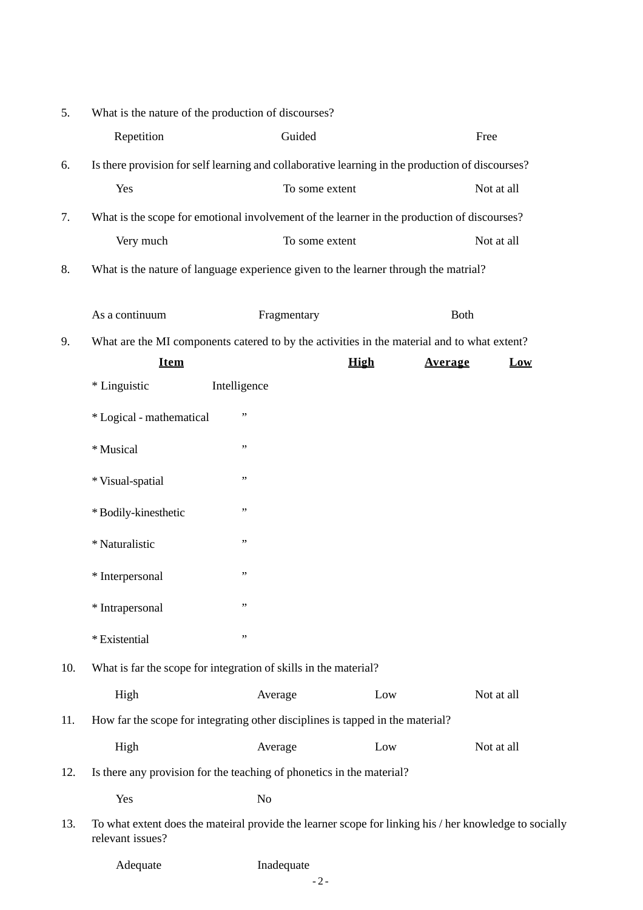5. What is the nature of the production of discourses?

   Repetition        Guided        Free

6. Is there provision for self learning and collaborative learning in the production of discourses?

   Yes        To some extent        Not at all

7. What is the scope for emotional involvement of the learner in the production of discourses?

   Very much        To some extent        Not at all

8. What is the nature of language experience given to the learner through the matrial?

   As a continuum        Fragmentary        Both

9. What are the MI components catered to by the activities in the material and to what extent?

| **Item** | | **High** | **Average** | **Low** |
|---|---|---|---|---|
| * Linguistic | Intelligence | | | |
| * Logical - mathematical | ” | | | |
| * Musical | ” | | | |
| * Visual-spatial | ” | | | |
| * Bodily-kinesthetic | ” | | | |
| * Naturalistic | ” | | | |
| * Interpersonal | ” | | | |
| * Intrapersonal | ” | | | |
| * Existential | ” | | | |

10. What is far the scope for integration of skills in the material?

    High        Average        Low        Not at all

11. How far the scope for integrating other disciplines is tapped in the material?

    High        Average        Low        Not at all

12. Is there any provision for the teaching of phonetics in the material?

    Yes        No

13. To what extent does the mateiral provide the learner scope for linking his / her knowledge to socially relevant issues?

    Adequate        Inadequate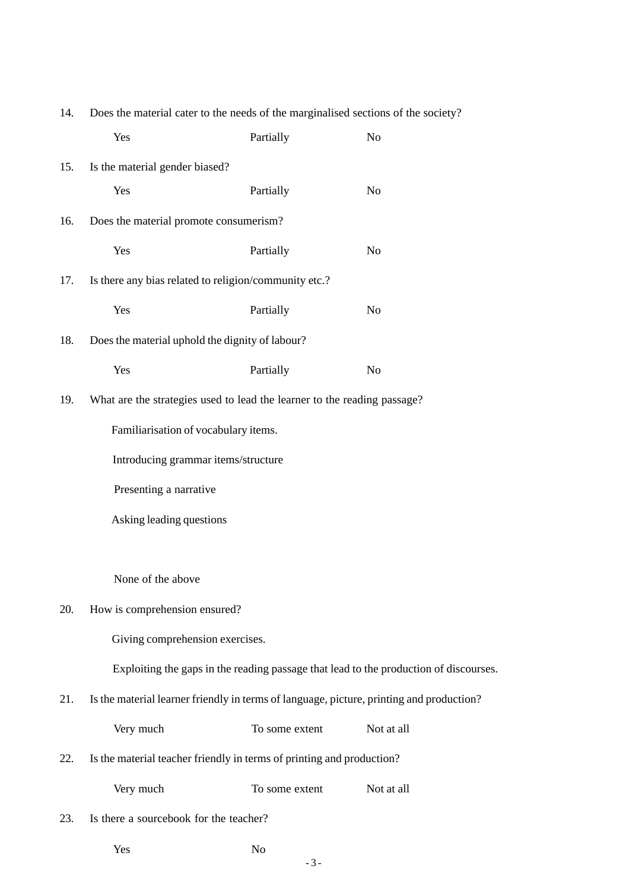14. Does the material cater to the needs of the marginalised sections of the society?

    Yes    Partially    No

15. Is the material gender biased?

    Yes    Partially    No

16. Does the material promote consumerism?

    Yes    Partially    No

17. Is there any bias related to religion/community etc.?

    Yes    Partially    No

18. Does the material uphold the dignity of labour?

    Yes    Partially    No

19. What are the strategies used to lead the learner to the reading passage?

    Familiarisation of vocabulary items.

    Introducing grammar items/structure

    Presenting a narrative

    Asking leading questions

    None of the above

20. How is comprehension ensured?

    Giving comprehension exercises.

    Exploiting the gaps in the reading passage that lead to the production of discourses.

21. Is the material learner friendly in terms of language, picture, printing and production?

    Very much    To some extent    Not at all

22. Is the material teacher friendly in terms of printing and production?

    Very much    To some extent    Not at all

23. Is there a sourcebook for the teacher?

    Yes    No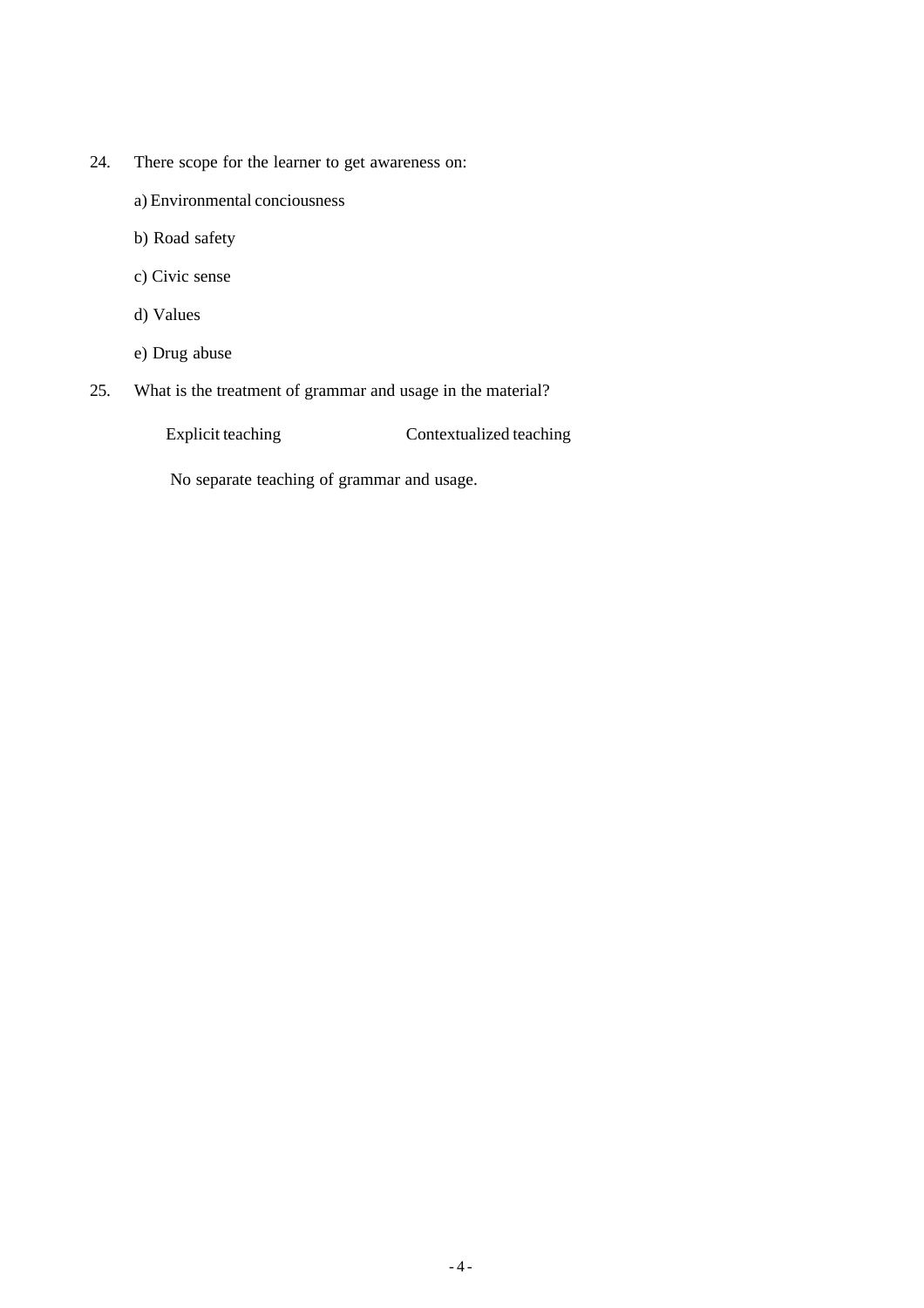24. There scope for the learner to get awareness on:

    a) Environmental conciousness

    b) Road safety

    c) Civic sense

    d) Values

    e) Drug abuse

25. What is the treatment of grammar and usage in the material?

    Explicit teaching                Contextualized teaching

    No separate teaching of grammar and usage.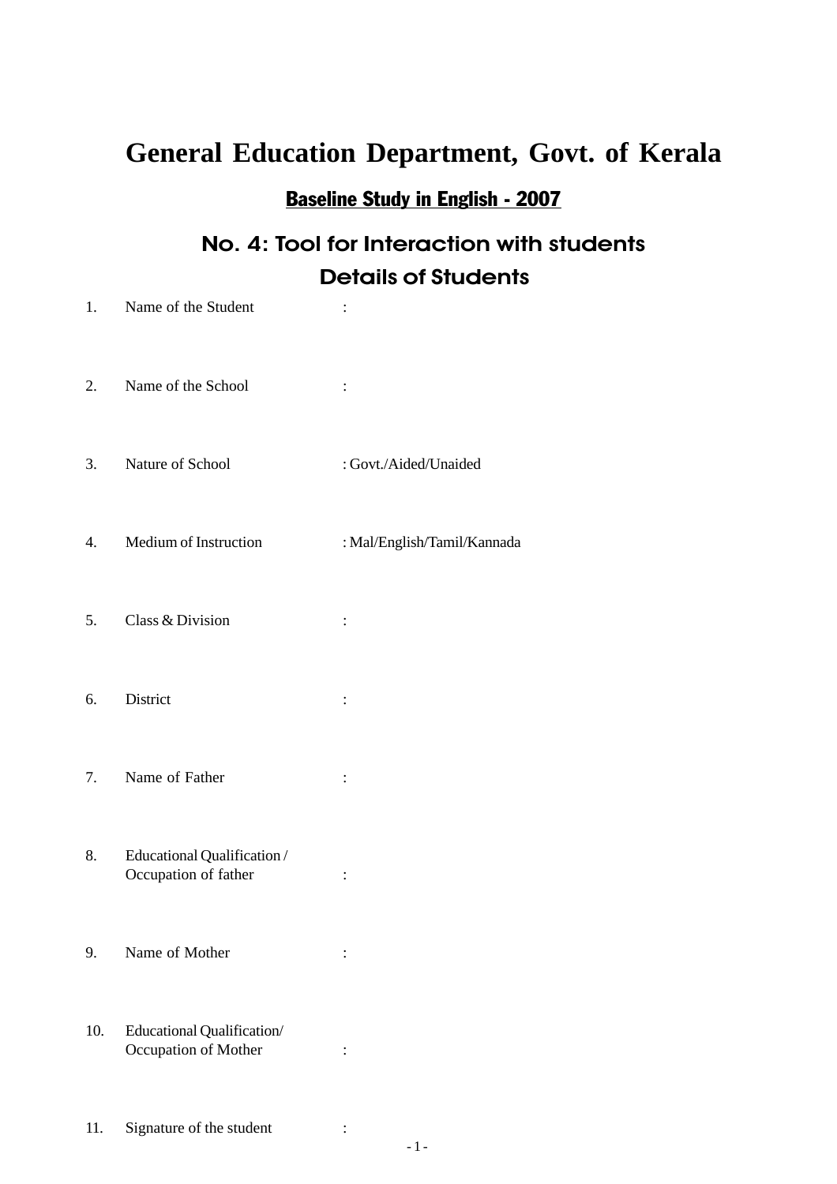# General Education Department, Govt. of Kerala

## Baseline Study in English - 2007

## No. 4: Tool for Interaction with students

## Details of Students

1. Name of the Student :

2. Name of the School :

3. Nature of School : Govt./Aided/Unaided

4. Medium of Instruction : Mal/English/Tamil/Kannada

5. Class & Division :

6. District :

7. Name of Father :

8. Educational Qualification / Occupation of father :

9. Name of Mother :

10. Educational Qualification/ Occupation of Mother :

11. Signature of the student :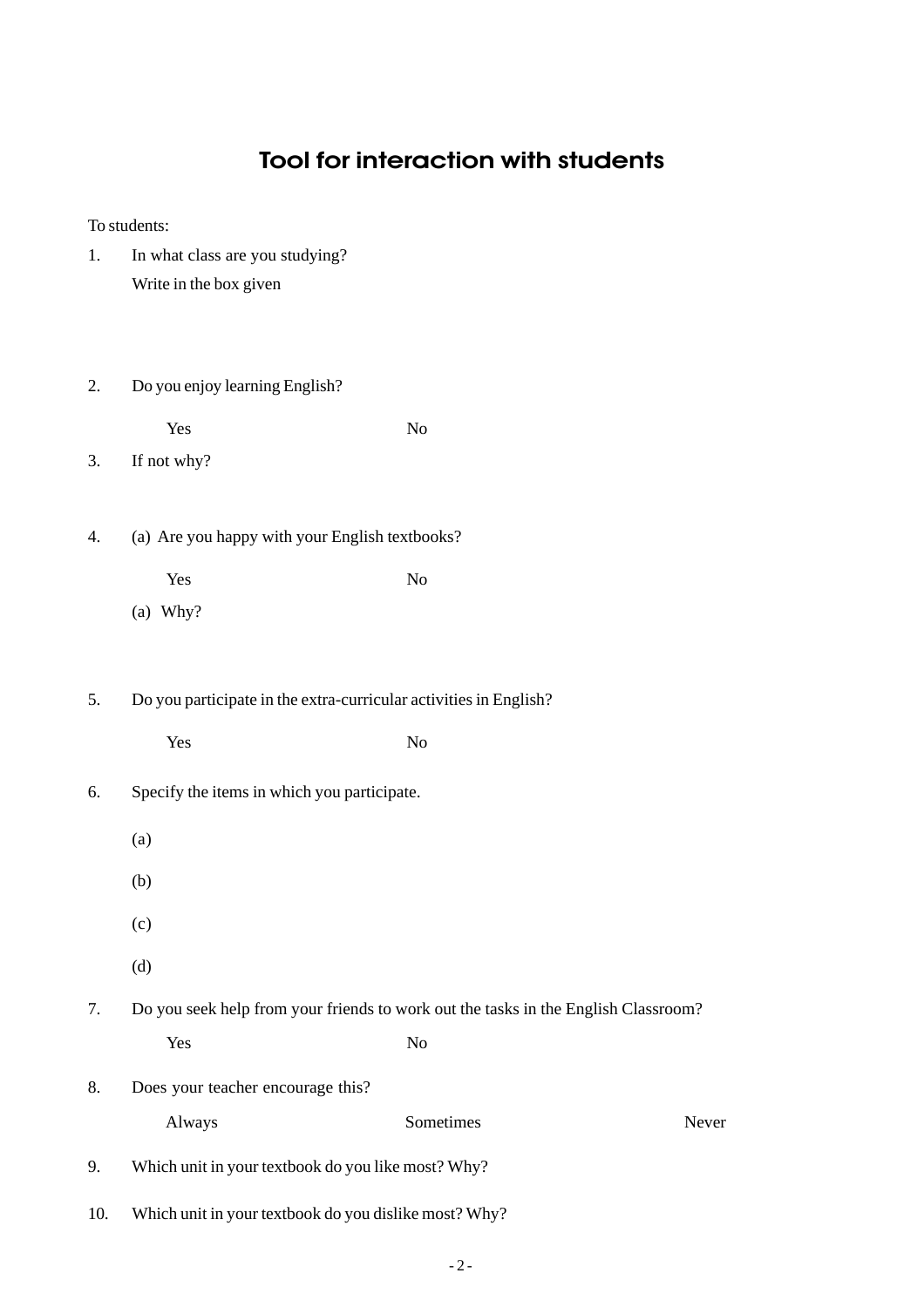# Tool for interaction with students

To students:

1. In what class are you studying?

   Write in the box given

2. Do you enjoy learning English?

   Yes No

3. If not why?

4. (a) Are you happy with your English textbooks?

   Yes No

   (a) Why?

5. Do you participate in the extra-curricular activities in English?

   Yes No

6. Specify the items in which you participate.

   (a)

   (b)

   (c)

   (d)

7. Do you seek help from your friends to work out the tasks in the English Classroom?

   Yes No

8. Does your teacher encourage this?

   Always Sometimes Never

9. Which unit in your textbook do you like most? Why?

10. Which unit in your textbook do you dislike most? Why?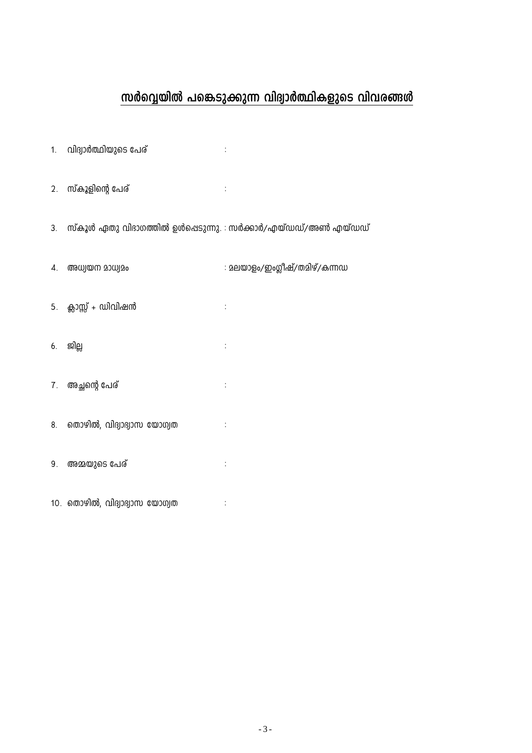# സർവ്വെയിൽ പങ്കെടുക്കുന്ന വിദ്യാർത്ഥികളുടെ വിവരങ്ങൾ

1. വിദ്യാർത്ഥിയുടെ പേര് :
2. സ്കൂളിന്റെ പേര് :
3. സ്കൂൾ ഏതു വിഭാഗത്തിൽ ഉൾപ്പെടുന്നു. : സർക്കാർ/എയ്ഡഡ്/അൺ എയ്ഡഡ്
4. അധ്യയന മാധ്യമം : മലയാളം/ഇംഗ്ലീഷ്/തമിഴ്/കന്നഡ
5. ക്ലാസ്സ് + ഡിവിഷൻ :
6. ജില്ല :
7. അച്ഛന്റെ പേര് :
8. തൊഴിൽ, വിദ്യാഭ്യാസ യോഗ്യത :
9. അമ്മയുടെ പേര് :
10. തൊഴിൽ, വിദ്യാഭ്യാസ യോഗ്യത :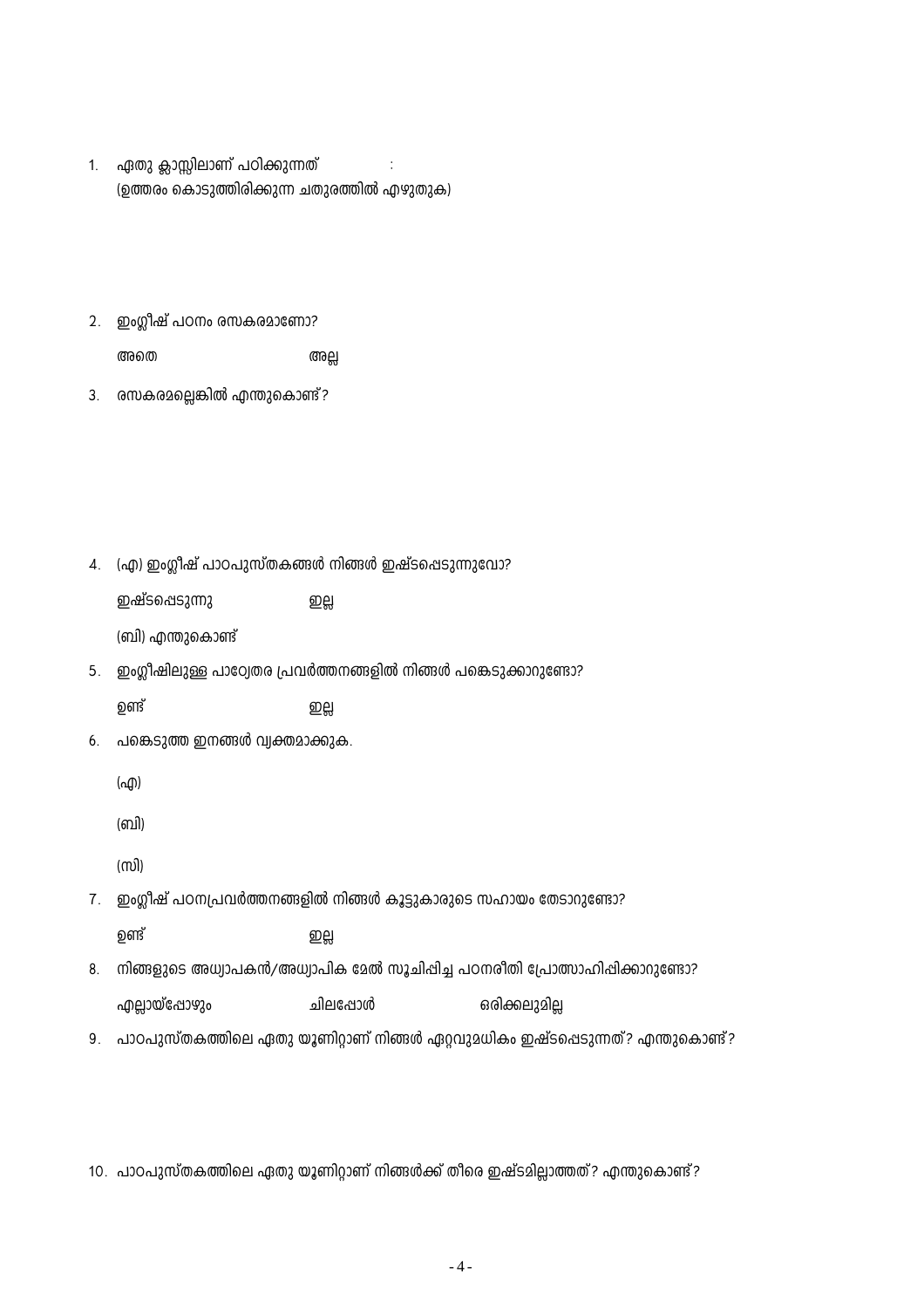1. ഏതു ക്ലാസ്സിലാണ് പഠിക്കുന്നത് :
   (ഉത്തരം കൊടുത്തിരിക്കുന്ന ചതുരത്തിൽ എഴുതുക)

2. ഇംഗ്ലീഷ് പഠനം രസകരമാണോ?

   അതെ          അല്ല

3. രസകരമല്ലെങ്കിൽ എന്തുകൊണ്ട്?

4. (എ) ഇംഗ്ലീഷ് പാഠപുസ്തകങ്ങൾ നിങ്ങൾ ഇഷ്ടപ്പെടുന്നുവോ?

   ഇഷ്ടപ്പെടുന്നു          ഇല്ല

   (ബി) എന്തുകൊണ്ട്

5. ഇംഗ്ലീഷിലുള്ള പാഠ്യേതര പ്രവർത്തനങ്ങളിൽ നിങ്ങൾ പങ്കെടുക്കാറുണ്ടോ?

   ഉണ്ട്          ഇല്ല

6. പങ്കെടുത്ത ഇനങ്ങൾ വ്യക്തമാക്കുക.

   (എ)

   (ബി)

   (സി)

7. ഇംഗ്ലീഷ് പഠനപ്രവർത്തനങ്ങളിൽ നിങ്ങൾ കൂട്ടുകാരുടെ സഹായം തേടാറുണ്ടോ?

   ഉണ്ട്          ഇല്ല

8. നിങ്ങളുടെ അധ്യാപകൻ/അധ്യാപിക മേൽ സൂചിപ്പിച്ച പഠനരീതി പ്രോത്സാഹിപ്പിക്കാറുണ്ടോ?

   എല്ലായ്പ്പോഴും          ചിലപ്പോൾ          ഒരിക്കലുമില്ല

9. പാഠപുസ്തകത്തിലെ ഏതു യൂണിറ്റാണ് നിങ്ങൾ ഏറ്റവുമധികം ഇഷ്ടപ്പെടുന്നത്? എന്തുകൊണ്ട്?

10. പാഠപുസ്തകത്തിലെ ഏതു യൂണിറ്റാണ് നിങ്ങൾക്ക് തീരെ ഇഷ്ടമില്ലാത്തത്? എന്തുകൊണ്ട്?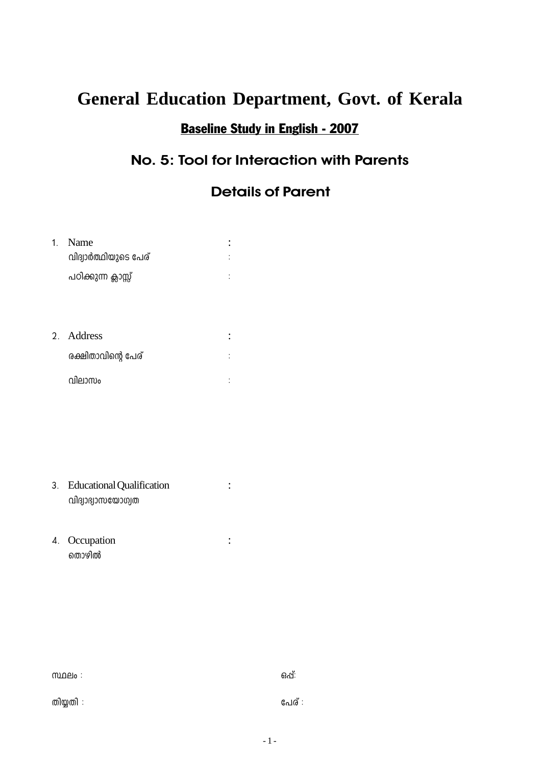# General Education Department, Govt. of Kerala

## Baseline Study in English - 2007

## No. 5: Tool for Interaction with Parents

## Details of Parent

1. Name :
   വിദ്യാർത്ഥിയുടെ പേര് :
   പഠിക്കുന്ന ക്ലാസ്സ് :

2. Address :
   രക്ഷിതാവിന്റെ പേര് :
   വിലാസം :

3. Educational Qualification :
   വിദ്യാഭ്യാസയോഗ്യത

4. Occupation :
   തൊഴിൽ

സ്ഥലം : ഒപ്പ്:

തിയ്യതി : പേര് :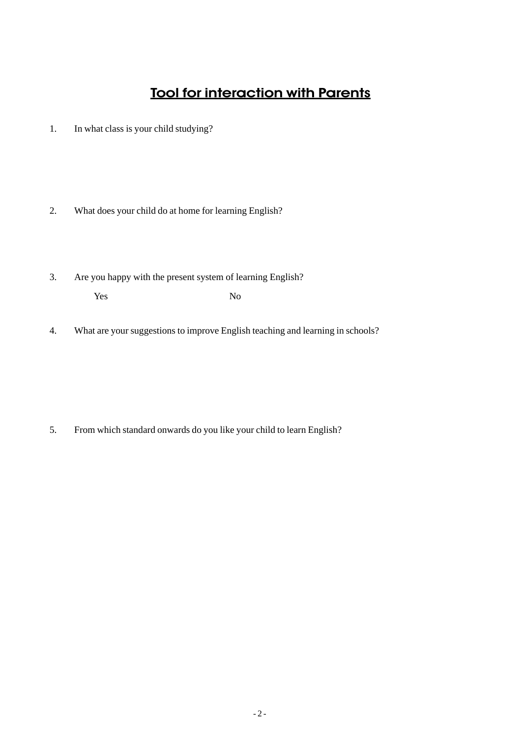# Tool for interaction with Parents

1. In what class is your child studying?

2. What does your child do at home for learning English?

3. Are you happy with the present system of learning English?

   Yes                    No

4. What are your suggestions to improve English teaching and learning in schools?

5. From which standard onwards do you like your child to learn English?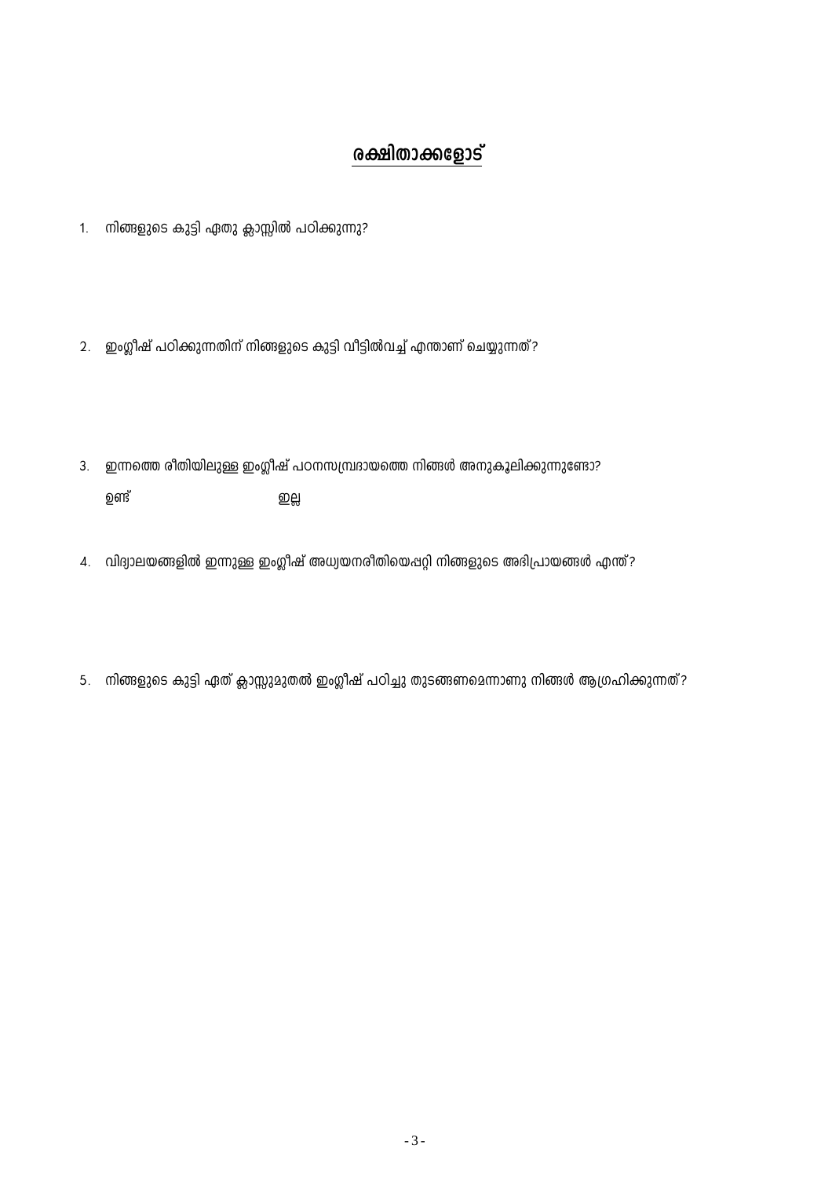## രക്ഷിതാക്കളോട്

1. നിങ്ങളുടെ കുട്ടി ഏതു ക്ലാസ്സിൽ പഠിക്കുന്നു?

2. ഇംഗ്ലീഷ് പഠിക്കുന്നതിന് നിങ്ങളുടെ കുട്ടി വീട്ടിൽവച്ച് എന്താണ് ചെയ്യുന്നത്?

3. ഇന്നത്തെ രീതിയിലുള്ള ഇംഗ്ലീഷ് പഠനസമ്പ്രദായത്തെ നിങ്ങൾ അനുകൂലിക്കുന്നുണ്ടോ?

   ഉണ്ട്　　　　　　　　ഇല്ല

4. വിദ്യാലയങ്ങളിൽ ഇന്നുള്ള ഇംഗ്ലീഷ് അധ്യയനരീതിയെപ്പറ്റി നിങ്ങളുടെ അഭിപ്രായങ്ങൾ എന്ത്?

5. നിങ്ങളുടെ കുട്ടി ഏത് ക്ലാസ്സുമുതൽ ഇംഗ്ലീഷ് പഠിച്ചു തുടങ്ങണമെന്നാണു നിങ്ങൾ ആഗ്രഹിക്കുന്നത്?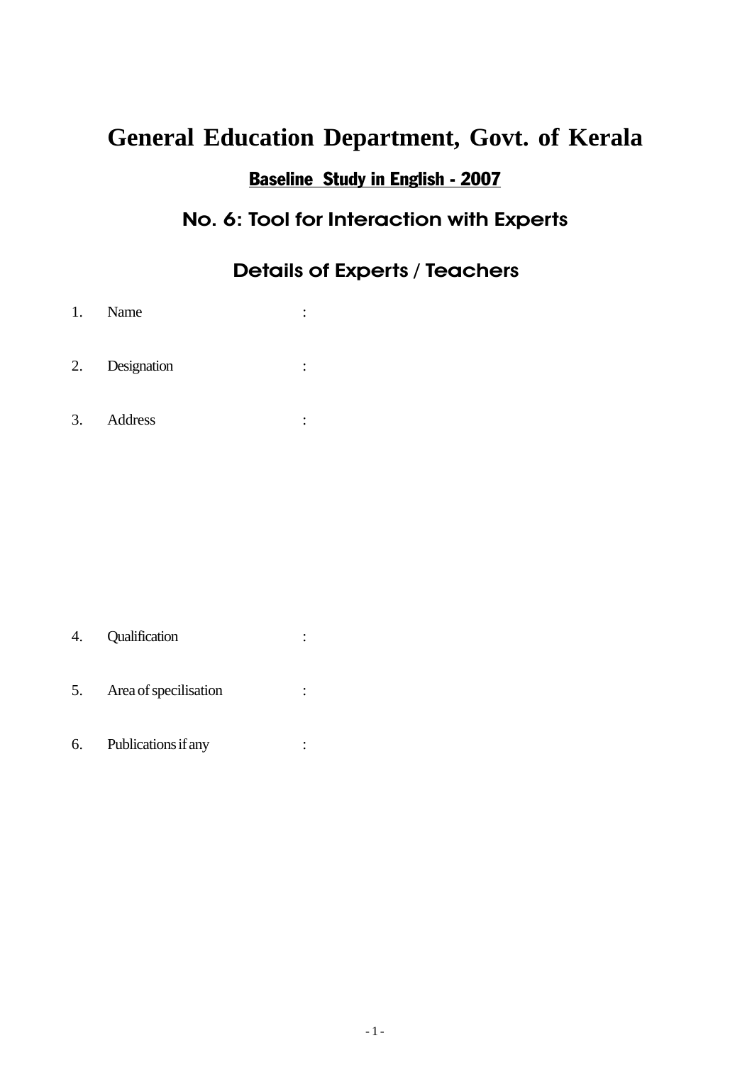# General Education Department, Govt. of Kerala

## Baseline Study in English - 2007

## No. 6: Tool for Interaction with Experts

### Details of Experts / Teachers

1. Name :

2. Designation :

3. Address :

4. Qualification :

5. Area of specilisation :

6. Publications if any :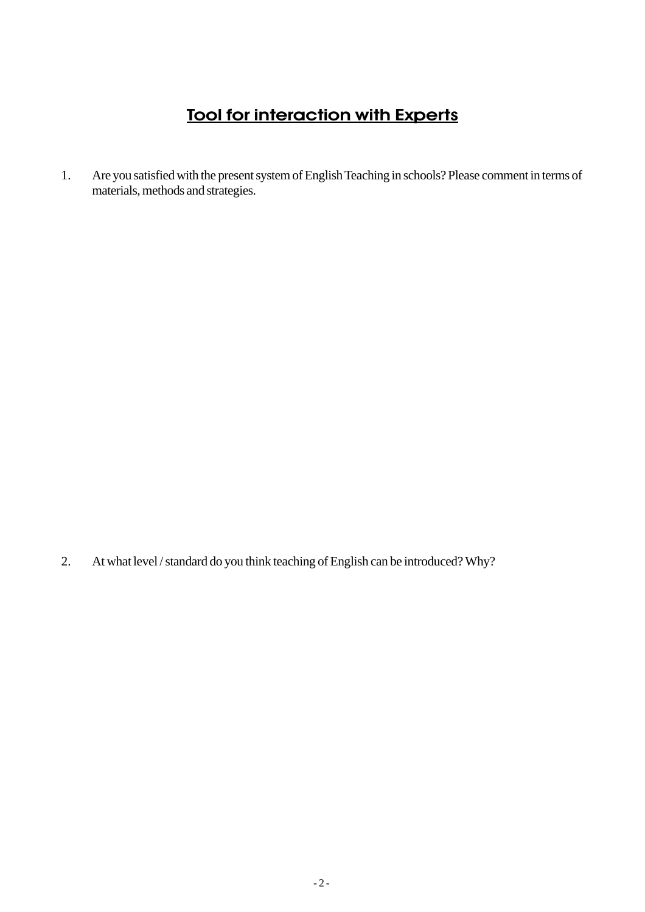# Tool for interaction with Experts

1. Are you satisfied with the present system of English Teaching in schools? Please comment in terms of materials, methods and strategies.

2. At what level / standard do you think teaching of English can be introduced? Why?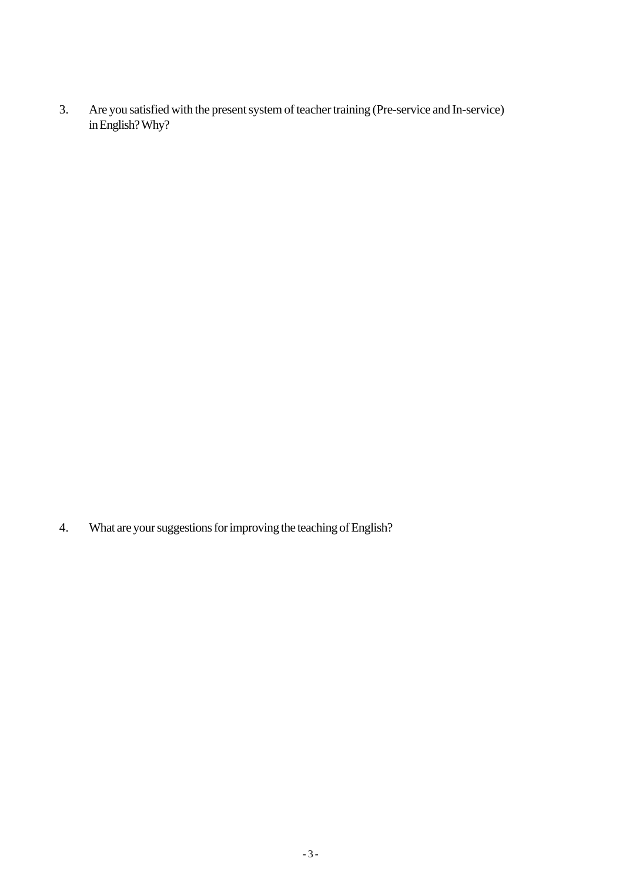3. Are you satisfied with the present system of teacher training (Pre-service and In-service) in English? Why?

4. What are your suggestions for improving the teaching of English?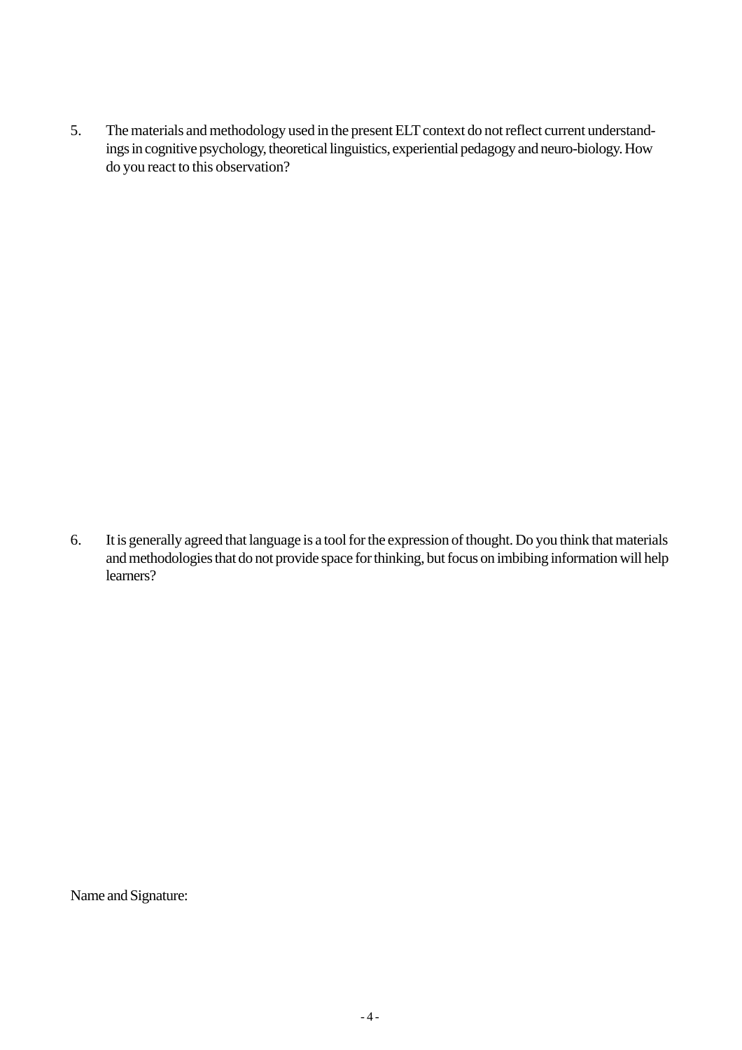5. The materials and methodology used in the present ELT context do not reflect current understandings in cognitive psychology, theoretical linguistics, experiential pedagogy and neuro-biology. How do you react to this observation?

6. It is generally agreed that language is a tool for the expression of thought. Do you think that materials and methodologies that do not provide space for thinking, but focus on imbibing information will help learners?

Name and Signature: